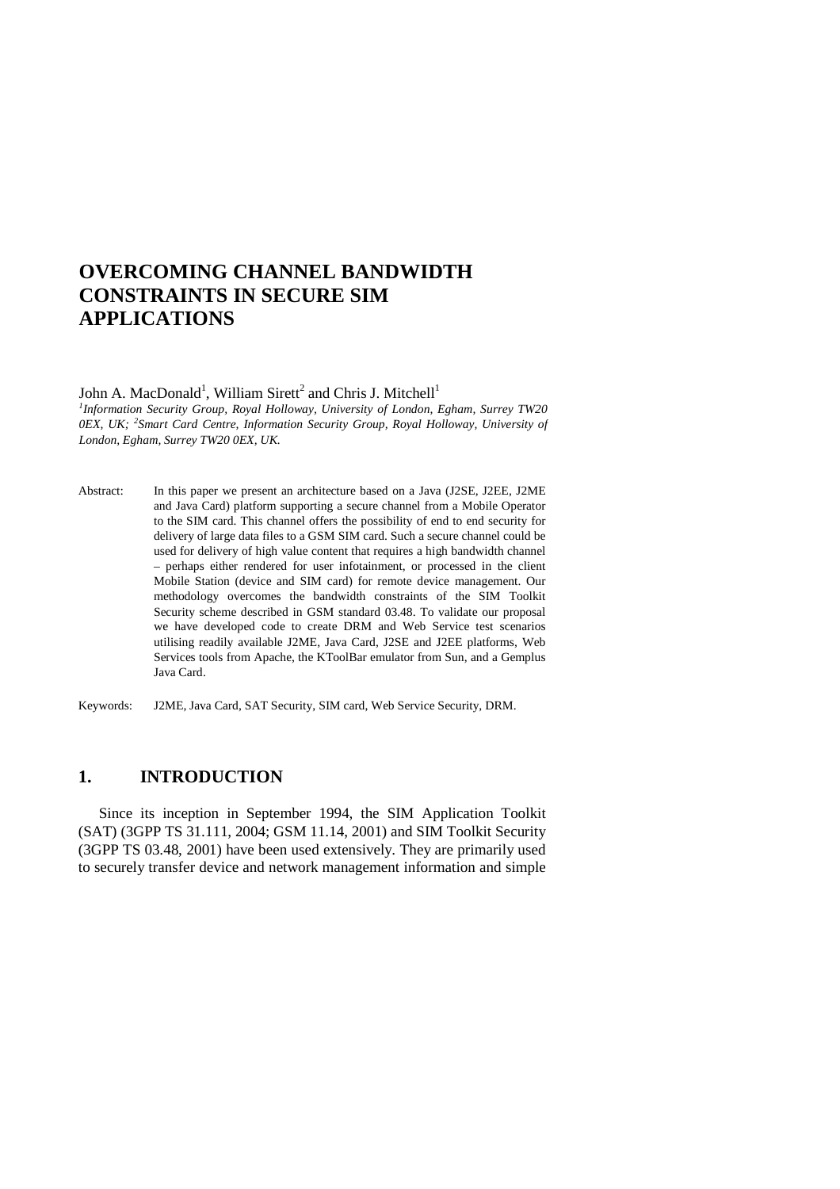# OVERCOMING CHANNEL BANDWIDTH CONSTRAINTS IN SECURE SIM APPLICATIONS

John A. MacDonald[1], William Sirett[2] and Chris J. Mitchell[1]

*[1]Information Security Group, Royal Holloway, University of London, Egham, Surrey TW20 0EX, UK; [2]Smart Card Centre, Information Security Group, Royal Holloway, University of London, Egham, Surrey TW20 0EX, UK.*

Abstract: In this paper we present an architecture based on a Java (J2SE, J2EE, J2ME and Java Card) platform supporting a secure channel from a Mobile Operator to the SIM card. This channel offers the possibility of end to end security for delivery of large data files to a GSM SIM card. Such a secure channel could be used for delivery of high value content that requires a high bandwidth channel – perhaps either rendered for user infotainment, or processed in the client Mobile Station (device and SIM card) for remote device management. Our methodology overcomes the bandwidth constraints of the SIM Toolkit Security scheme described in GSM standard 03.48. To validate our proposal we have developed code to create DRM and Web Service test scenarios utilising readily available J2ME, Java Card, J2SE and J2EE platforms, Web Services tools from Apache, the KToolBar emulator from Sun, and a Gemplus Java Card.

Keywords: J2ME, Java Card, SAT Security, SIM card, Web Service Security, DRM.

## 1. INTRODUCTION

Since its inception in September 1994, the SIM Application Toolkit (SAT) (3GPP TS 31.111, 2004; GSM 11.14, 2001) and SIM Toolkit Security (3GPP TS 03.48, 2001) have been used extensively. They are primarily used to securely transfer device and network management information and simple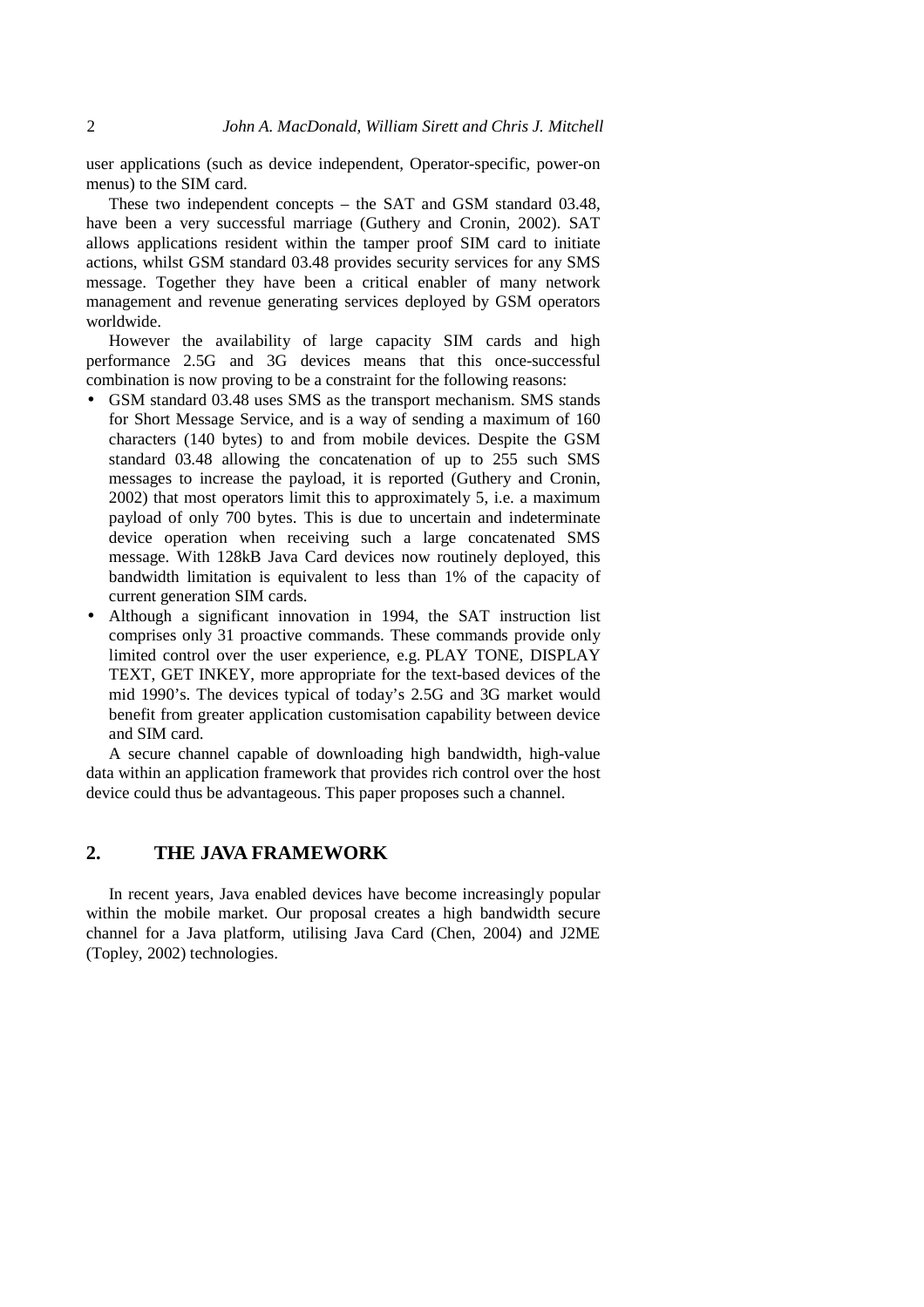user applications (such as device independent, Operator-specific, power-on menus) to the SIM card.

These two independent concepts – the SAT and GSM standard 03.48, have been a very successful marriage (Guthery and Cronin, 2002). SAT allows applications resident within the tamper proof SIM card to initiate actions, whilst GSM standard 03.48 provides security services for any SMS message. Together they have been a critical enabler of many network management and revenue generating services deployed by GSM operators worldwide.

However the availability of large capacity SIM cards and high performance 2.5G and 3G devices means that this once-successful combination is now proving to be a constraint for the following reasons:

- GSM standard 03.48 uses SMS as the transport mechanism. SMS stands for Short Message Service, and is a way of sending a maximum of 160 characters (140 bytes) to and from mobile devices. Despite the GSM standard 03.48 allowing the concatenation of up to 255 such SMS messages to increase the payload, it is reported (Guthery and Cronin, 2002) that most operators limit this to approximately 5, i.e. a maximum payload of only 700 bytes. This is due to uncertain and indeterminate device operation when receiving such a large concatenated SMS message. With 128kB Java Card devices now routinely deployed, this bandwidth limitation is equivalent to less than 1% of the capacity of current generation SIM cards.
- Although a significant innovation in 1994, the SAT instruction list comprises only 31 proactive commands. These commands provide only limited control over the user experience, e.g. PLAY TONE, DISPLAY TEXT, GET INKEY, more appropriate for the text-based devices of the mid 1990's. The devices typical of today's 2.5G and 3G market would benefit from greater application customisation capability between device and SIM card.

A secure channel capable of downloading high bandwidth, high-value data within an application framework that provides rich control over the host device could thus be advantageous. This paper proposes such a channel.

## 2. THE JAVA FRAMEWORK

In recent years, Java enabled devices have become increasingly popular within the mobile market. Our proposal creates a high bandwidth secure channel for a Java platform, utilising Java Card (Chen, 2004) and J2ME (Topley, 2002) technologies.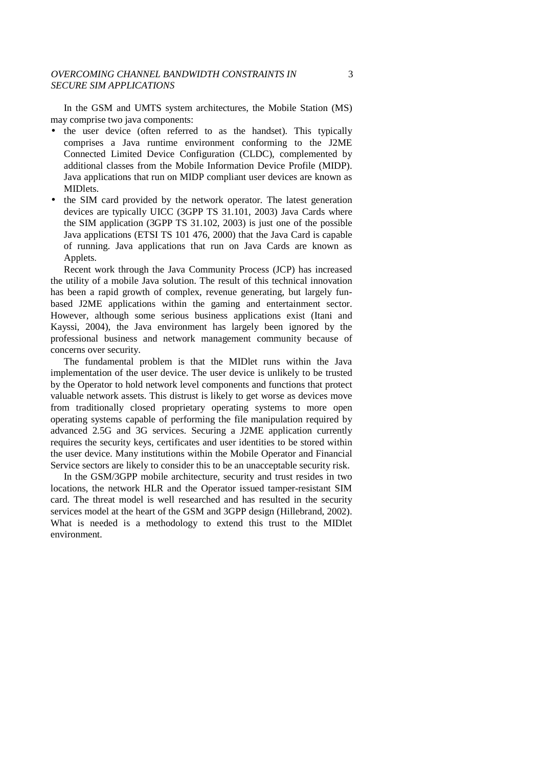In the GSM and UMTS system architectures, the Mobile Station (MS) may comprise two java components:

- the user device (often referred to as the handset). This typically comprises a Java runtime environment conforming to the J2ME Connected Limited Device Configuration (CLDC), complemented by additional classes from the Mobile Information Device Profile (MIDP). Java applications that run on MIDP compliant user devices are known as MIDlets.
- the SIM card provided by the network operator. The latest generation devices are typically UICC (3GPP TS 31.101, 2003) Java Cards where the SIM application (3GPP TS 31.102, 2003) is just one of the possible Java applications (ETSI TS 101 476, 2000) that the Java Card is capable of running. Java applications that run on Java Cards are known as Applets.

Recent work through the Java Community Process (JCP) has increased the utility of a mobile Java solution. The result of this technical innovation has been a rapid growth of complex, revenue generating, but largely fun-based J2ME applications within the gaming and entertainment sector. However, although some serious business applications exist (Itani and Kayssi, 2004), the Java environment has largely been ignored by the professional business and network management community because of concerns over security.

The fundamental problem is that the MIDlet runs within the Java implementation of the user device. The user device is unlikely to be trusted by the Operator to hold network level components and functions that protect valuable network assets. This distrust is likely to get worse as devices move from traditionally closed proprietary operating systems to more open operating systems capable of performing the file manipulation required by advanced 2.5G and 3G services. Securing a J2ME application currently requires the security keys, certificates and user identities to be stored within the user device. Many institutions within the Mobile Operator and Financial Service sectors are likely to consider this to be an unacceptable security risk.

In the GSM/3GPP mobile architecture, security and trust resides in two locations, the network HLR and the Operator issued tamper-resistant SIM card. The threat model is well researched and has resulted in the security services model at the heart of the GSM and 3GPP design (Hillebrand, 2002). What is needed is a methodology to extend this trust to the MIDlet environment.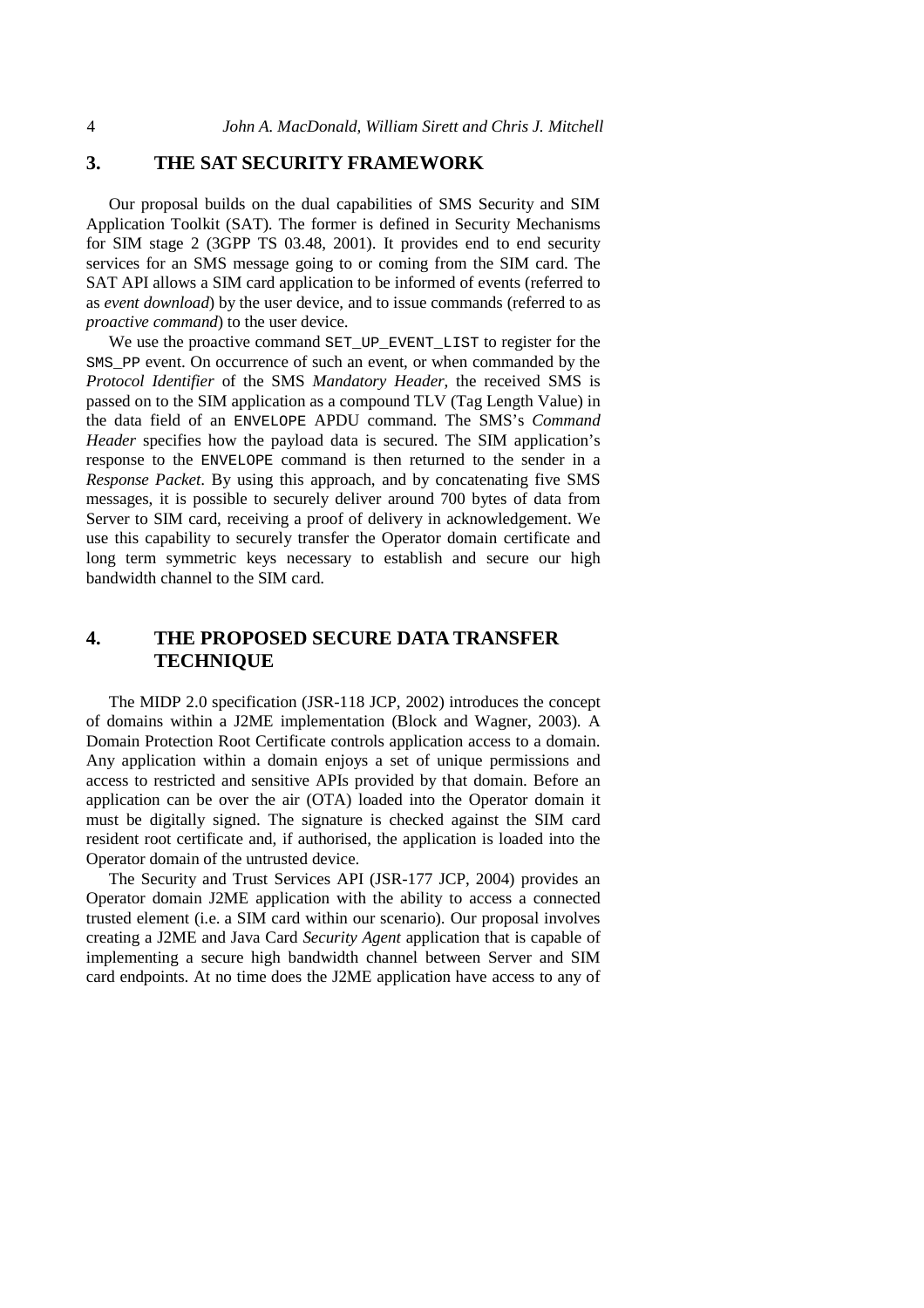## 3. THE SAT SECURITY FRAMEWORK

Our proposal builds on the dual capabilities of SMS Security and SIM Application Toolkit (SAT). The former is defined in Security Mechanisms for SIM stage 2 (3GPP TS 03.48, 2001). It provides end to end security services for an SMS message going to or coming from the SIM card. The SAT API allows a SIM card application to be informed of events (referred to as *event download*) by the user device, and to issue commands (referred to as *proactive command*) to the user device.

We use the proactive command `SET_UP_EVENT_LIST` to register for the `SMS_PP` event. On occurrence of such an event, or when commanded by the *Protocol Identifier* of the SMS *Mandatory Header*, the received SMS is passed on to the SIM application as a compound TLV (Tag Length Value) in the data field of an `ENVELOPE` APDU command. The SMS's *Command Header* specifies how the payload data is secured. The SIM application's response to the `ENVELOPE` command is then returned to the sender in a *Response Packet*. By using this approach, and by concatenating five SMS messages, it is possible to securely deliver around 700 bytes of data from Server to SIM card, receiving a proof of delivery in acknowledgement. We use this capability to securely transfer the Operator domain certificate and long term symmetric keys necessary to establish and secure our high bandwidth channel to the SIM card.

## 4. THE PROPOSED SECURE DATA TRANSFER TECHNIQUE

The MIDP 2.0 specification (JSR-118 JCP, 2002) introduces the concept of domains within a J2ME implementation (Block and Wagner, 2003). A Domain Protection Root Certificate controls application access to a domain. Any application within a domain enjoys a set of unique permissions and access to restricted and sensitive APIs provided by that domain. Before an application can be over the air (OTA) loaded into the Operator domain it must be digitally signed. The signature is checked against the SIM card resident root certificate and, if authorised, the application is loaded into the Operator domain of the untrusted device.

The Security and Trust Services API (JSR-177 JCP, 2004) provides an Operator domain J2ME application with the ability to access a connected trusted element (i.e. a SIM card within our scenario). Our proposal involves creating a J2ME and Java Card *Security Agent* application that is capable of implementing a secure high bandwidth channel between Server and SIM card endpoints. At no time does the J2ME application have access to any of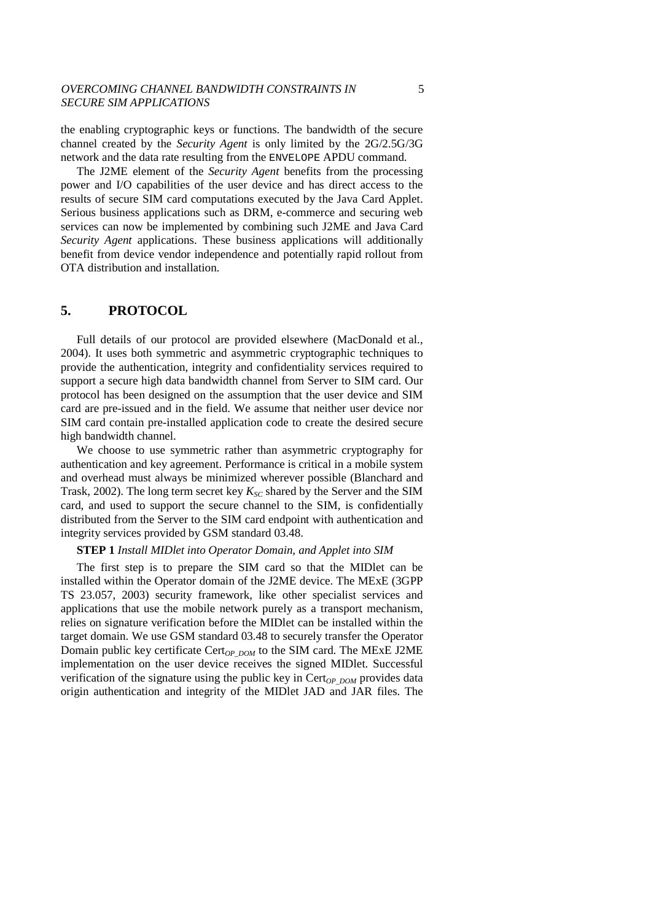the enabling cryptographic keys or functions. The bandwidth of the secure channel created by the *Security Agent* is only limited by the 2G/2.5G/3G network and the data rate resulting from the `ENVELOPE` APDU command.

The J2ME element of the *Security Agent* benefits from the processing power and I/O capabilities of the user device and has direct access to the results of secure SIM card computations executed by the Java Card Applet. Serious business applications such as DRM, e-commerce and securing web services can now be implemented by combining such J2ME and Java Card *Security Agent* applications. These business applications will additionally benefit from device vendor independence and potentially rapid rollout from OTA distribution and installation.

## 5. PROTOCOL

Full details of our protocol are provided elsewhere (MacDonald et al., 2004). It uses both symmetric and asymmetric cryptographic techniques to provide the authentication, integrity and confidentiality services required to support a secure high data bandwidth channel from Server to SIM card. Our protocol has been designed on the assumption that the user device and SIM card are pre-issued and in the field. We assume that neither user device nor SIM card contain pre-installed application code to create the desired secure high bandwidth channel.

We choose to use symmetric rather than asymmetric cryptography for authentication and key agreement. Performance is critical in a mobile system and overhead must always be minimized wherever possible (Blanchard and Trask, 2002). The long term secret key $K_{SC}$ shared by the Server and the SIM card, and used to support the secure channel to the SIM, is confidentially distributed from the Server to the SIM card endpoint with authentication and integrity services provided by GSM standard 03.48.

**STEP 1** *Install MIDlet into Operator Domain, and Applet into SIM*

The first step is to prepare the SIM card so that the MIDlet can be installed within the Operator domain of the J2ME device. The MExE (3GPP TS 23.057, 2003) security framework, like other specialist services and applications that use the mobile network purely as a transport mechanism, relies on signature verification before the MIDlet can be installed within the target domain. We use GSM standard 03.48 to securely transfer the Operator Domain public key certificate $\text{Cert}_{OP\_DOM}$ to the SIM card. The MExE J2ME implementation on the user device receives the signed MIDlet. Successful verification of the signature using the public key in $\text{Cert}_{OP\_DOM}$ provides data origin authentication and integrity of the MIDlet JAD and JAR files. The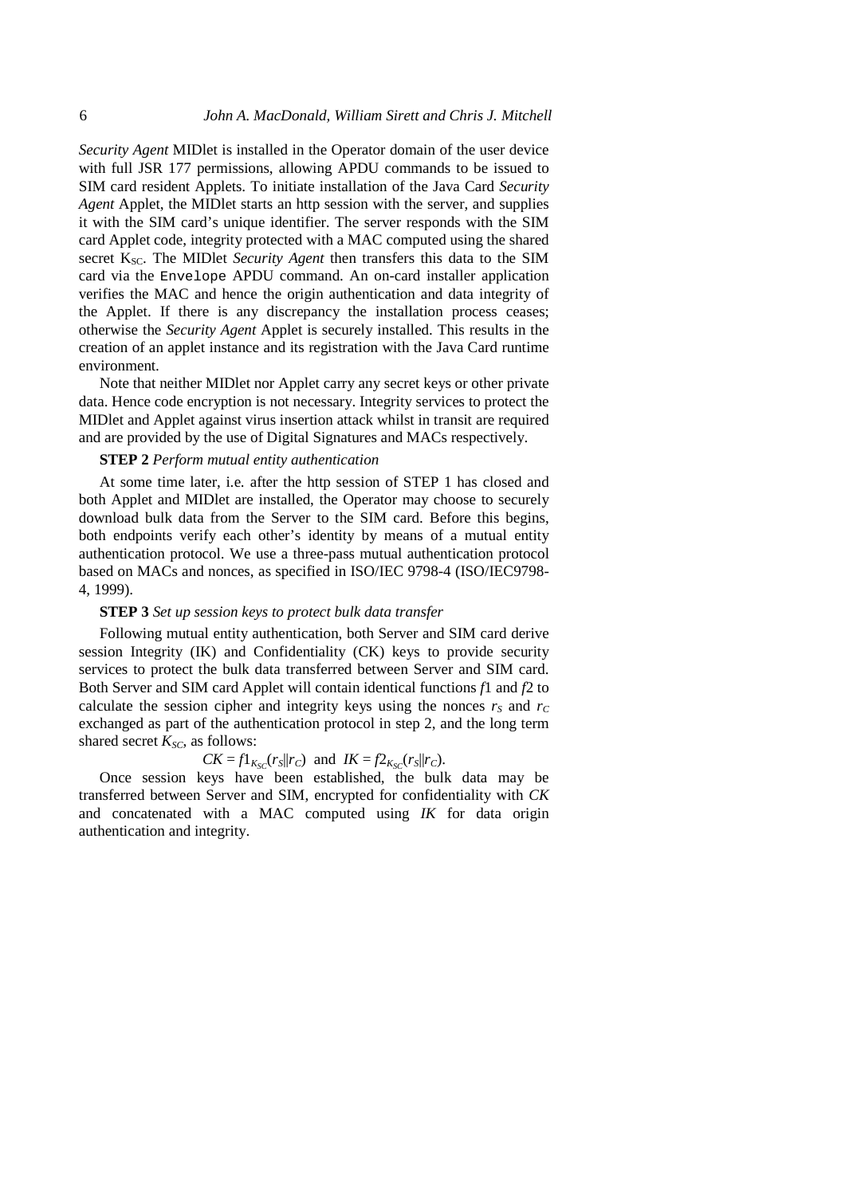*Security Agent* MIDlet is installed in the Operator domain of the user device with full JSR 177 permissions, allowing APDU commands to be issued to SIM card resident Applets. To initiate installation of the Java Card *Security Agent* Applet, the MIDlet starts an http session with the server, and supplies it with the SIM card's unique identifier. The server responds with the SIM card Applet code, integrity protected with a MAC computed using the shared secret $K_{SC}$. The MIDlet *Security Agent* then transfers this data to the SIM card via the `Envelope` APDU command. An on-card installer application verifies the MAC and hence the origin authentication and data integrity of the Applet. If there is any discrepancy the installation process ceases; otherwise the *Security Agent* Applet is securely installed. This results in the creation of an applet instance and its registration with the Java Card runtime environment.

Note that neither MIDlet nor Applet carry any secret keys or other private data. Hence code encryption is not necessary. Integrity services to protect the MIDlet and Applet against virus insertion attack whilst in transit are required and are provided by the use of Digital Signatures and MACs respectively.

**STEP 2** *Perform mutual entity authentication*

At some time later, i.e. after the http session of STEP 1 has closed and both Applet and MIDlet are installed, the Operator may choose to securely download bulk data from the Server to the SIM card. Before this begins, both endpoints verify each other's identity by means of a mutual entity authentication protocol. We use a three-pass mutual authentication protocol based on MACs and nonces, as specified in ISO/IEC 9798-4 (ISO/IEC9798-4, 1999).

**STEP 3** *Set up session keys to protect bulk data transfer*

Following mutual entity authentication, both Server and SIM card derive session Integrity (IK) and Confidentiality (CK) keys to provide security services to protect the bulk data transferred between Server and SIM card. Both Server and SIM card Applet will contain identical functions $f1$ and $f2$ to calculate the session cipher and integrity keys using the nonces $r_S$ and $r_C$ exchanged as part of the authentication protocol in step 2, and the long term shared secret $K_{SC}$, as follows:

$$CK = f1_{K_{SC}}(r_S \| r_C) \text{ and } IK = f2_{K_{SC}}(r_S \| r_C).$$

Once session keys have been established, the bulk data may be transferred between Server and SIM, encrypted for confidentiality with $CK$ and concatenated with a MAC computed using $IK$ for data origin authentication and integrity.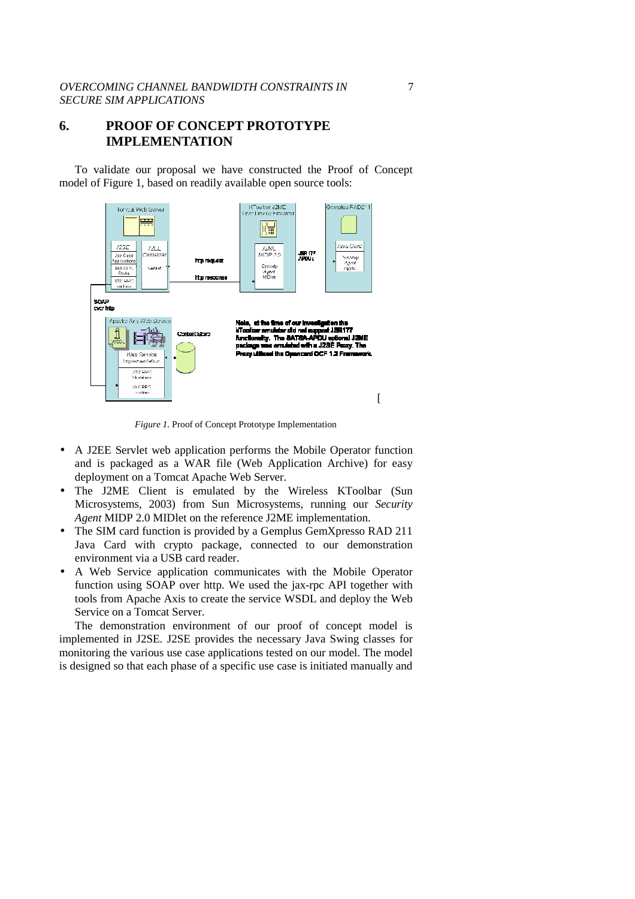## 6. PROOF OF CONCEPT PROTOTYPE IMPLEMENTATION

To validate our proposal we have constructed the Proof of Concept model of Figure 1, based on readily available open source tools:

*Figure 1.* Proof of Concept Prototype Implementation

- A J2EE Servlet web application performs the Mobile Operator function and is packaged as a WAR file (Web Application Archive) for easy deployment on a Tomcat Apache Web Server.
- The J2ME Client is emulated by the Wireless KToolbar (Sun Microsystems, 2003) from Sun Microsystems, running our *Security Agent* MIDP 2.0 MIDlet on the reference J2ME implementation.
- The SIM card function is provided by a Gemplus GemXpresso RAD 211 Java Card with crypto package, connected to our demonstration environment via a USB card reader.
- A Web Service application communicates with the Mobile Operator function using SOAP over http. We used the jax-rpc API together with tools from Apache Axis to create the service WSDL and deploy the Web Service on a Tomcat Server.

The demonstration environment of our proof of concept model is implemented in J2SE. J2SE provides the necessary Java Swing classes for monitoring the various use case applications tested on our model. The model is designed so that each phase of a specific use case is initiated manually and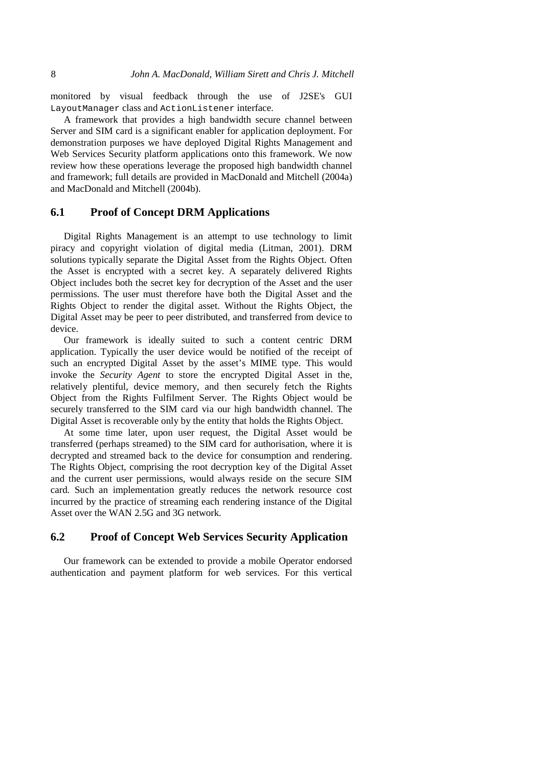monitored by visual feedback through the use of J2SE's GUI `LayoutManager` class and `ActionListener` interface.

A framework that provides a high bandwidth secure channel between Server and SIM card is a significant enabler for application deployment. For demonstration purposes we have deployed Digital Rights Management and Web Services Security platform applications onto this framework. We now review how these operations leverage the proposed high bandwidth channel and framework; full details are provided in MacDonald and Mitchell (2004a) and MacDonald and Mitchell (2004b).

## 6.1 Proof of Concept DRM Applications

Digital Rights Management is an attempt to use technology to limit piracy and copyright violation of digital media (Litman, 2001). DRM solutions typically separate the Digital Asset from the Rights Object. Often the Asset is encrypted with a secret key. A separately delivered Rights Object includes both the secret key for decryption of the Asset and the user permissions. The user must therefore have both the Digital Asset and the Rights Object to render the digital asset. Without the Rights Object, the Digital Asset may be peer to peer distributed, and transferred from device to device.

Our framework is ideally suited to such a content centric DRM application. Typically the user device would be notified of the receipt of such an encrypted Digital Asset by the asset's MIME type. This would invoke the *Security Agent* to store the encrypted Digital Asset in the, relatively plentiful, device memory, and then securely fetch the Rights Object from the Rights Fulfilment Server. The Rights Object would be securely transferred to the SIM card via our high bandwidth channel. The Digital Asset is recoverable only by the entity that holds the Rights Object.

At some time later, upon user request, the Digital Asset would be transferred (perhaps streamed) to the SIM card for authorisation, where it is decrypted and streamed back to the device for consumption and rendering. The Rights Object, comprising the root decryption key of the Digital Asset and the current user permissions, would always reside on the secure SIM card. Such an implementation greatly reduces the network resource cost incurred by the practice of streaming each rendering instance of the Digital Asset over the WAN 2.5G and 3G network.

## 6.2 Proof of Concept Web Services Security Application

Our framework can be extended to provide a mobile Operator endorsed authentication and payment platform for web services. For this vertical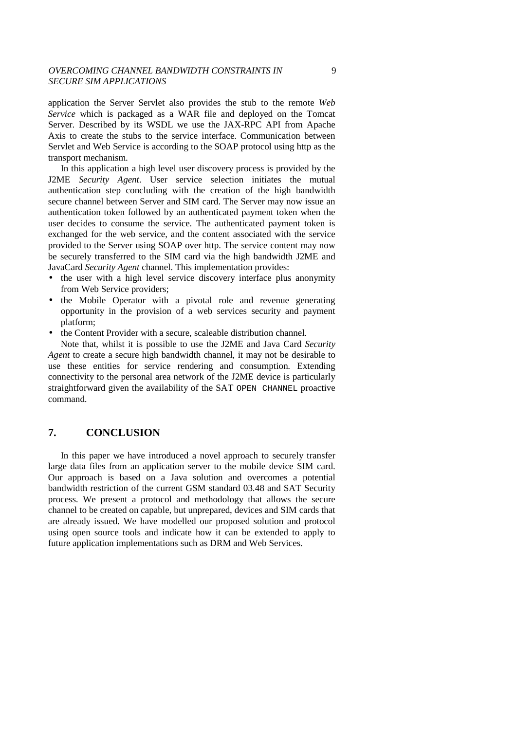application the Server Servlet also provides the stub to the remote *Web Service* which is packaged as a WAR file and deployed on the Tomcat Server. Described by its WSDL we use the JAX-RPC API from Apache Axis to create the stubs to the service interface. Communication between Servlet and Web Service is according to the SOAP protocol using http as the transport mechanism.

In this application a high level user discovery process is provided by the J2ME *Security Agent*. User service selection initiates the mutual authentication step concluding with the creation of the high bandwidth secure channel between Server and SIM card. The Server may now issue an authentication token followed by an authenticated payment token when the user decides to consume the service. The authenticated payment token is exchanged for the web service, and the content associated with the service provided to the Server using SOAP over http. The service content may now be securely transferred to the SIM card via the high bandwidth J2ME and JavaCard *Security Agent* channel. This implementation provides:

- the user with a high level service discovery interface plus anonymity from Web Service providers;
- the Mobile Operator with a pivotal role and revenue generating opportunity in the provision of a web services security and payment platform;
- the Content Provider with a secure, scaleable distribution channel.

Note that, whilst it is possible to use the J2ME and Java Card *Security Agent* to create a secure high bandwidth channel, it may not be desirable to use these entities for service rendering and consumption. Extending connectivity to the personal area network of the J2ME device is particularly straightforward given the availability of the SAT `OPEN CHANNEL` proactive command.

## 7. CONCLUSION

In this paper we have introduced a novel approach to securely transfer large data files from an application server to the mobile device SIM card. Our approach is based on a Java solution and overcomes a potential bandwidth restriction of the current GSM standard 03.48 and SAT Security process. We present a protocol and methodology that allows the secure channel to be created on capable, but unprepared, devices and SIM cards that are already issued. We have modelled our proposed solution and protocol using open source tools and indicate how it can be extended to apply to future application implementations such as DRM and Web Services.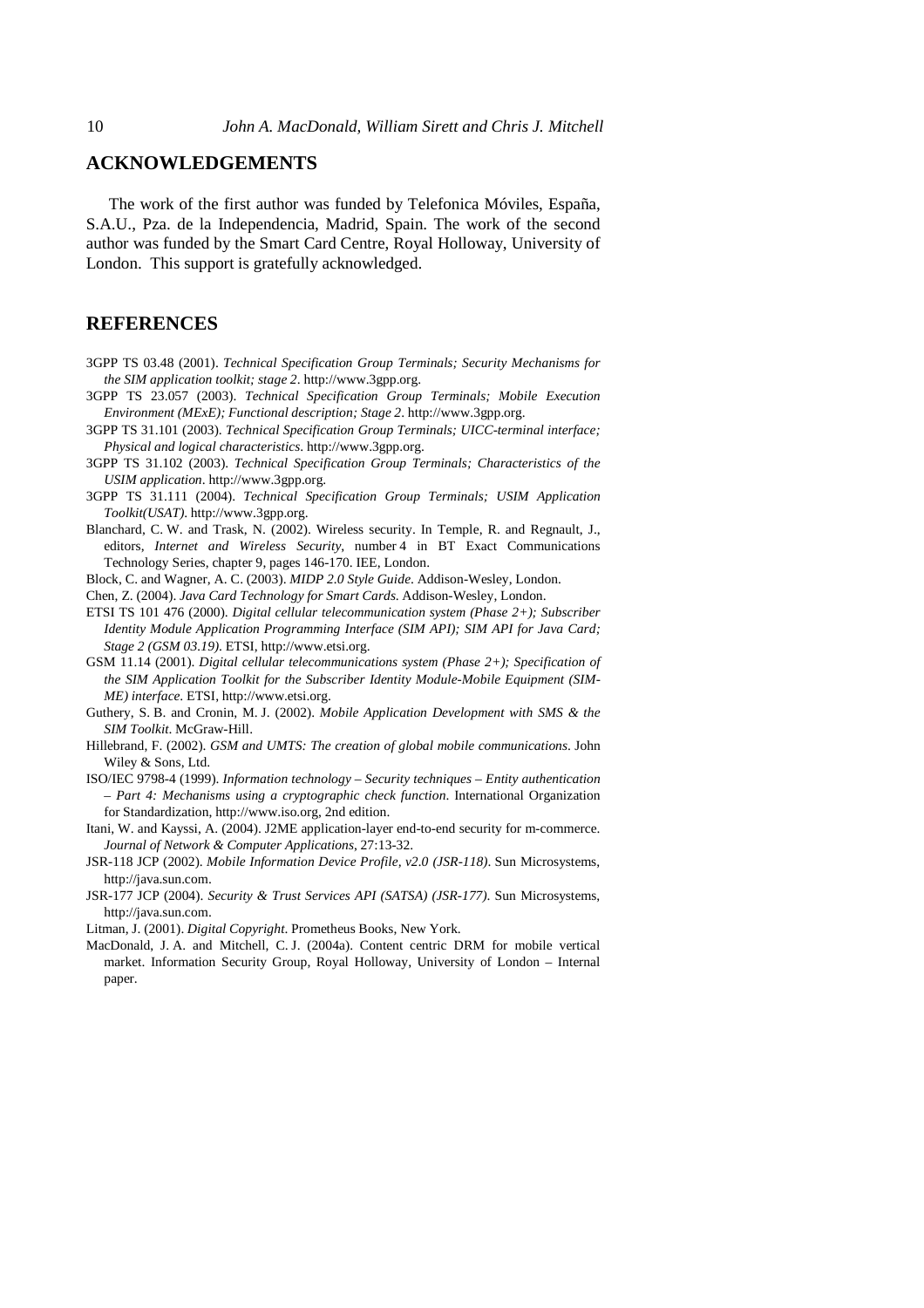## ACKNOWLEDGEMENTS

The work of the first author was funded by Telefonica Móviles, España, S.A.U., Pza. de la Independencia, Madrid, Spain. The work of the second author was funded by the Smart Card Centre, Royal Holloway, University of London. This support is gratefully acknowledged.

## REFERENCES

3GPP TS 03.48 (2001). *Technical Specification Group Terminals; Security Mechanisms for the SIM application toolkit; stage 2*. http://www.3gpp.org.

3GPP TS 23.057 (2003). *Technical Specification Group Terminals; Mobile Execution Environment (MExE); Functional description; Stage 2*. http://www.3gpp.org.

3GPP TS 31.101 (2003). *Technical Specification Group Terminals; UICC-terminal interface; Physical and logical characteristics*. http://www.3gpp.org.

3GPP TS 31.102 (2003). *Technical Specification Group Terminals; Characteristics of the USIM application*. http://www.3gpp.org.

3GPP TS 31.111 (2004). *Technical Specification Group Terminals; USIM Application Toolkit(USAT)*. http://www.3gpp.org.

Blanchard, C. W. and Trask, N. (2002). Wireless security. In Temple, R. and Regnault, J., editors, *Internet and Wireless Security*, number 4 in BT Exact Communications Technology Series, chapter 9, pages 146-170. IEE, London.

Block, C. and Wagner, A. C. (2003). *MIDP 2.0 Style Guide*. Addison-Wesley, London.

Chen, Z. (2004). *Java Card Technology for Smart Cards*. Addison-Wesley, London.

ETSI TS 101 476 (2000). *Digital cellular telecommunication system (Phase 2+); Subscriber Identity Module Application Programming Interface (SIM API); SIM API for Java Card; Stage 2 (GSM 03.19)*. ETSI, http://www.etsi.org.

GSM 11.14 (2001). *Digital cellular telecommunications system (Phase 2+); Specification of the SIM Application Toolkit for the Subscriber Identity Module-Mobile Equipment (SIM-ME) interface*. ETSI, http://www.etsi.org.

Guthery, S. B. and Cronin, M. J. (2002). *Mobile Application Development with SMS & the SIM Toolkit*. McGraw-Hill.

Hillebrand, F. (2002). *GSM and UMTS: The creation of global mobile communications*. John Wiley & Sons, Ltd.

ISO/IEC 9798-4 (1999). *Information technology – Security techniques – Entity authentication – Part 4: Mechanisms using a cryptographic check function*. International Organization for Standardization, http://www.iso.org, 2nd edition.

Itani, W. and Kayssi, A. (2004). J2ME application-layer end-to-end security for m-commerce. *Journal of Network & Computer Applications*, 27:13-32.

JSR-118 JCP (2002). *Mobile Information Device Profile, v2.0 (JSR-118)*. Sun Microsystems, http://java.sun.com.

JSR-177 JCP (2004). *Security & Trust Services API (SATSA) (JSR-177)*. Sun Microsystems, http://java.sun.com.

Litman, J. (2001). *Digital Copyright*. Prometheus Books, New York.

MacDonald, J. A. and Mitchell, C. J. (2004a). Content centric DRM for mobile vertical market. Information Security Group, Royal Holloway, University of London – Internal paper.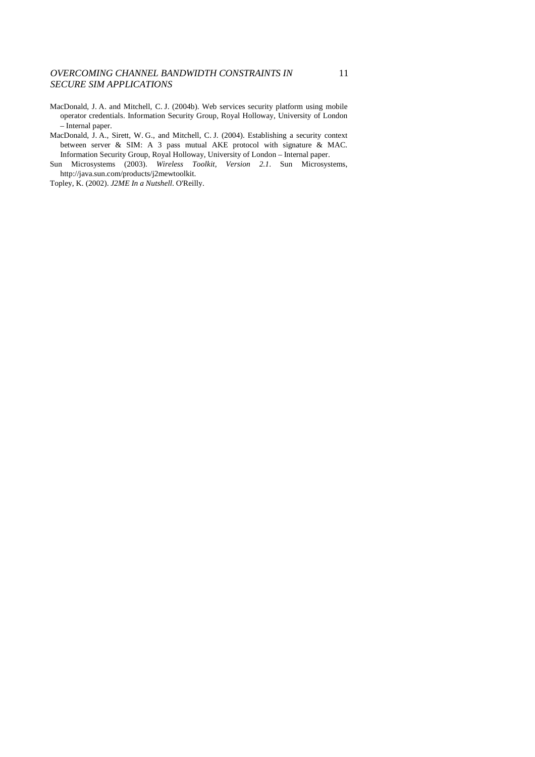MacDonald, J. A. and Mitchell, C. J. (2004b). Web services security platform using mobile operator credentials. Information Security Group, Royal Holloway, University of London – Internal paper.

MacDonald, J. A., Sirett, W. G., and Mitchell, C. J. (2004). Establishing a security context between server & SIM: A 3 pass mutual AKE protocol with signature & MAC. Information Security Group, Royal Holloway, University of London – Internal paper.

Sun Microsystems (2003). *Wireless Toolkit, Version 2.1*. Sun Microsystems, http://java.sun.com/products/j2mewtoolkit.

Topley, K. (2002). *J2ME In a Nutshell*. O'Reilly.